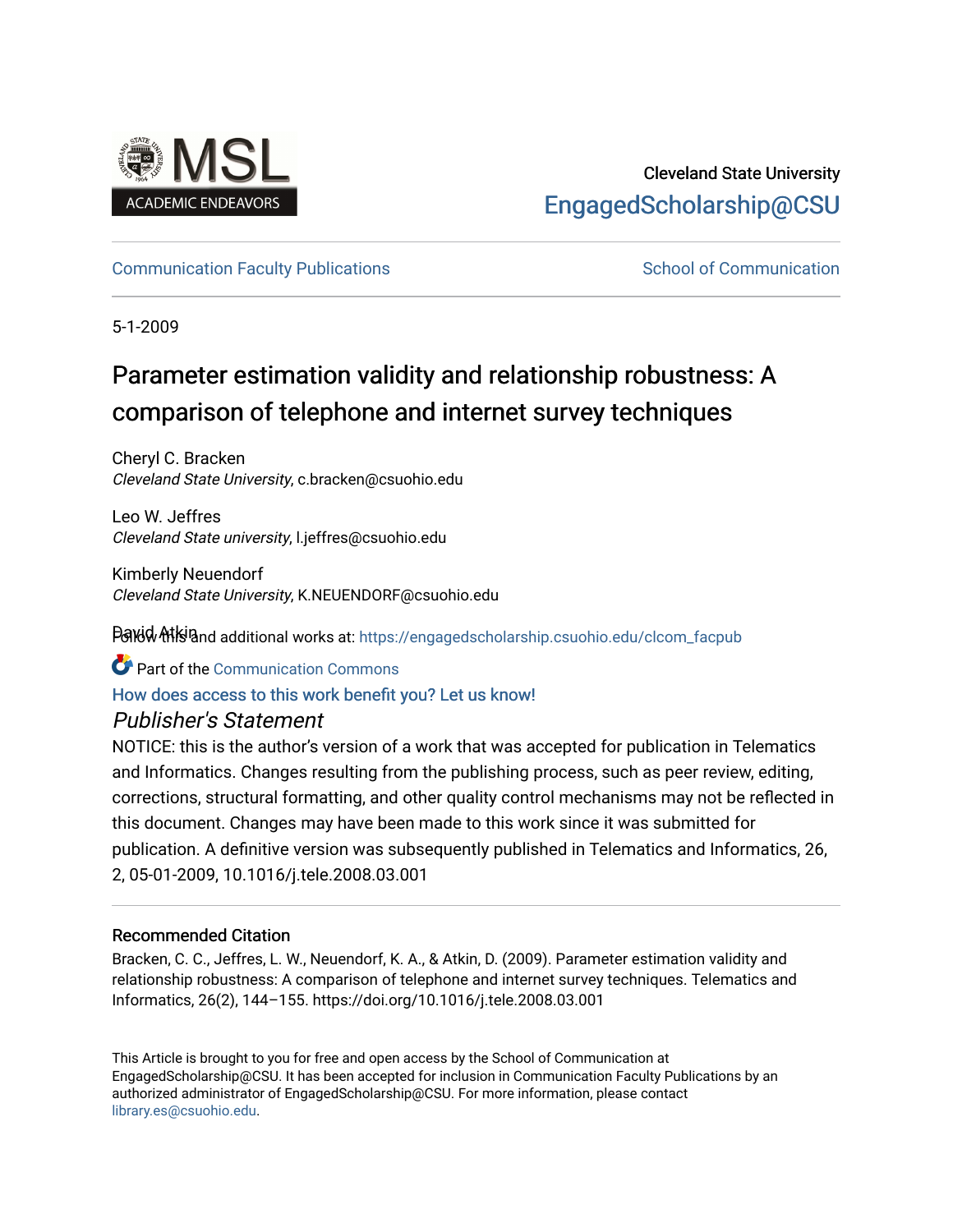Cleveland State University

EngagedScholarship@CSU

Communication Faculty Publications | School of Communication

5-1-2009

# Parameter estimation validity and relationship robustness: A comparison of telephone and internet survey techniques

Cheryl C. Bracken
*Cleveland State University*, c.bracken@csuohio.edu

Leo W. Jeffres
*Cleveland State university*, l.jeffres@csuohio.edu

Kimberly Neuendorf
*Cleveland State University*, K.NEUENDORF@csuohio.edu

David Atkin

Follow this and additional works at: https://engagedscholarship.csuohio.edu/clcom_facpub

Part of the Communication Commons

How does access to this work benefit you? Let us know!

*Publisher's Statement*

NOTICE: this is the author's version of a work that was accepted for publication in Telematics and Informatics. Changes resulting from the publishing process, such as peer review, editing, corrections, structural formatting, and other quality control mechanisms may not be reflected in this document. Changes may have been made to this work since it was submitted for publication. A definitive version was subsequently published in Telematics and Informatics, 26, 2, 05-01-2009, 10.1016/j.tele.2008.03.001

## Recommended Citation

Bracken, C. C., Jeffres, L. W., Neuendorf, K. A., & Atkin, D. (2009). Parameter estimation validity and relationship robustness: A comparison of telephone and internet survey techniques. Telematics and Informatics, 26(2), 144–155. https://doi.org/10.1016/j.tele.2008.03.001

This Article is brought to you for free and open access by the School of Communication at EngagedScholarship@CSU. It has been accepted for inclusion in Communication Faculty Publications by an authorized administrator of EngagedScholarship@CSU. For more information, please contact library.es@csuohio.edu.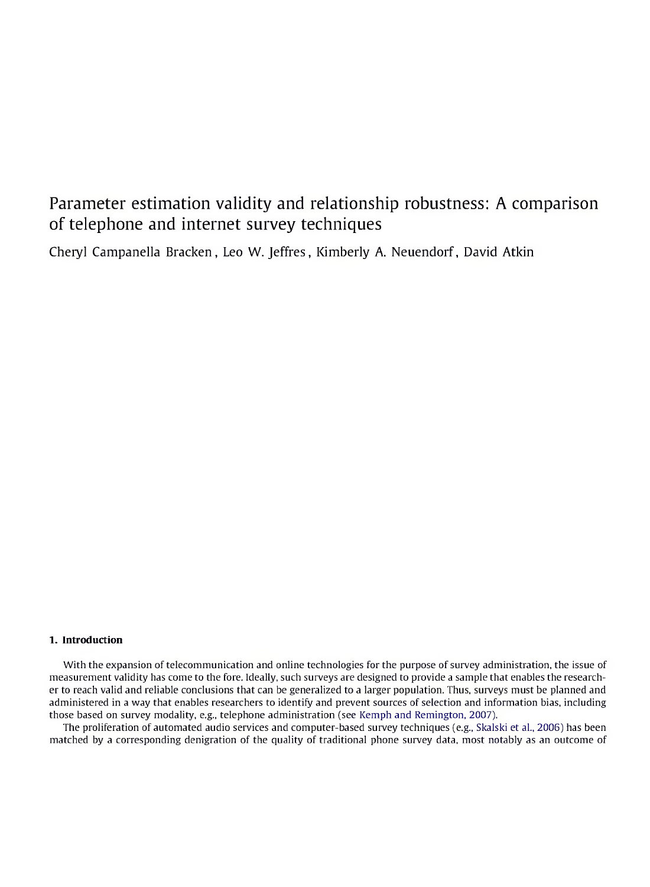# Parameter estimation validity and relationship robustness: A comparison of telephone and internet survey techniques

Cheryl Campanella Bracken, Leo W. Jeffres, Kimberly A. Neuendorf, David Atkin

## 1. Introduction

With the expansion of telecommunication and online technologies for the purpose of survey administration, the issue of measurement validity has come to the fore. Ideally, such surveys are designed to provide a sample that enables the researcher to reach valid and reliable conclusions that can be generalized to a larger population. Thus, surveys must be planned and administered in a way that enables researchers to identify and prevent sources of selection and information bias, including those based on survey modality, e.g., telephone administration (see Kemph and Remington, 2007).

The proliferation of automated audio services and computer-based survey techniques (e.g., Skalski et al., 2006) has been matched by a corresponding denigration of the quality of traditional phone survey data, most notably as an outcome of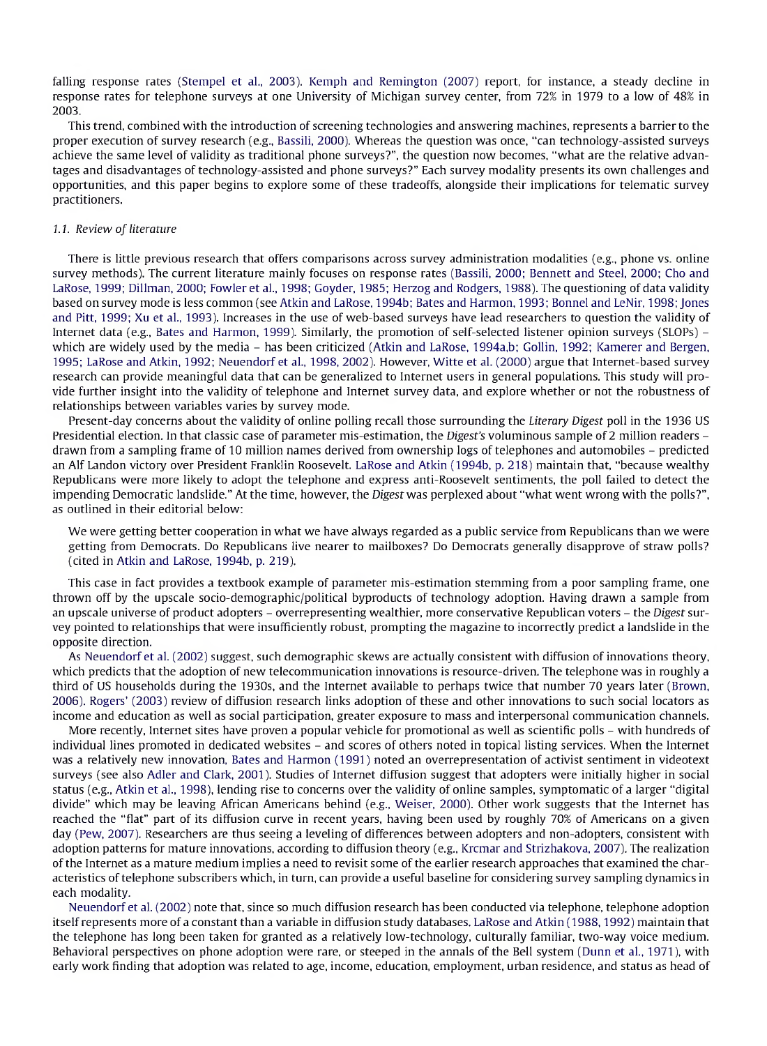falling response rates (Stempel et al., 2003). Kemph and Remington (2007) report, for instance, a steady decline in response rates for telephone surveys at one University of Michigan survey center, from 72% in 1979 to a low of 48% in 2003.

This trend, combined with the introduction of screening technologies and answering machines, represents a barrier to the proper execution of survey research (e.g., Bassili, 2000). Whereas the question was once, "can technology-assisted surveys achieve the same level of validity as traditional phone surveys?", the question now becomes, "what are the relative advantages and disadvantages of technology-assisted and phone surveys?" Each survey modality presents its own challenges and opportunities, and this paper begins to explore some of these tradeoffs, alongside their implications for telematic survey practitioners.

### 1.1. Review of literature

There is little previous research that offers comparisons across survey administration modalities (e.g., phone vs. online survey methods). The current literature mainly focuses on response rates (Bassili, 2000; Bennett and Steel, 2000; Cho and LaRose, 1999; Dillman, 2000; Fowler et al., 1998; Goyder, 1985; Herzog and Rodgers, 1988). The questioning of data validity based on survey mode is less common (see Atkin and LaRose, 1994b; Bates and Harmon, 1993; Bonnel and LeNir, 1998; Jones and Pitt, 1999; Xu et al., 1993). Increases in the use of web-based surveys have lead researchers to question the validity of Internet data (e.g., Bates and Harmon, 1999). Similarly, the promotion of self-selected listener opinion surveys (SLOPs) – which are widely used by the media – has been criticized (Atkin and LaRose, 1994a,b; Gollin, 1992; Kamerer and Bergen, 1995; LaRose and Atkin, 1992; Neuendorf et al., 1998, 2002). However, Witte et al. (2000) argue that Internet-based survey research can provide meaningful data that can be generalized to Internet users in general populations. This study will provide further insight into the validity of telephone and Internet survey data, and explore whether or not the robustness of relationships between variables varies by survey mode.

Present-day concerns about the validity of online polling recall those surrounding the *Literary Digest* poll in the 1936 US Presidential election. In that classic case of parameter mis-estimation, the *Digest's* voluminous sample of 2 million readers – drawn from a sampling frame of 10 million names derived from ownership logs of telephones and automobiles – predicted an Alf Landon victory over President Franklin Roosevelt. LaRose and Atkin (1994b, p. 218) maintain that, "because wealthy Republicans were more likely to adopt the telephone and express anti-Roosevelt sentiments, the poll failed to detect the impending Democratic landslide." At the time, however, the *Digest* was perplexed about "what went wrong with the polls?", as outlined in their editorial below:

> We were getting better cooperation in what we have always regarded as a public service from Republicans than we were getting from Democrats. Do Republicans live nearer to mailboxes? Do Democrats generally disapprove of straw polls? (cited in Atkin and LaRose, 1994b, p. 219).

This case in fact provides a textbook example of parameter mis-estimation stemming from a poor sampling frame, one thrown off by the upscale socio-demographic/political byproducts of technology adoption. Having drawn a sample from an upscale universe of product adopters – overrepresenting wealthier, more conservative Republican voters – the *Digest* survey pointed to relationships that were insufficiently robust, prompting the magazine to incorrectly predict a landslide in the opposite direction.

As Neuendorf et al. (2002) suggest, such demographic skews are actually consistent with diffusion of innovations theory, which predicts that the adoption of new telecommunication innovations is resource-driven. The telephone was in roughly a third of US households during the 1930s, and the Internet available to perhaps twice that number 70 years later (Brown, 2006). Rogers' (2003) review of diffusion research links adoption of these and other innovations to such social locators as income and education as well as social participation, greater exposure to mass and interpersonal communication channels.

More recently, Internet sites have proven a popular vehicle for promotional as well as scientific polls – with hundreds of individual lines promoted in dedicated websites – and scores of others noted in topical listing services. When the Internet was a relatively new innovation, Bates and Harmon (1991) noted an overrepresentation of activist sentiment in videotext surveys (see also Adler and Clark, 2001). Studies of Internet diffusion suggest that adopters were initially higher in social status (e.g., Atkin et al., 1998), lending rise to concerns over the validity of online samples, symptomatic of a larger "digital divide" which may be leaving African Americans behind (e.g., Weiser, 2000). Other work suggests that the Internet has reached the "flat" part of its diffusion curve in recent years, having been used by roughly 70% of Americans on a given day (Pew, 2007). Researchers are thus seeing a leveling of differences between adopters and non-adopters, consistent with adoption patterns for mature innovations, according to diffusion theory (e.g., Krcmar and Strizhakova, 2007). The realization of the Internet as a mature medium implies a need to revisit some of the earlier research approaches that examined the characteristics of telephone subscribers which, in turn, can provide a useful baseline for considering survey sampling dynamics in each modality.

Neuendorf et al. (2002) note that, since so much diffusion research has been conducted via telephone, telephone adoption itself represents more of a constant than a variable in diffusion study databases. LaRose and Atkin (1988, 1992) maintain that the telephone has long been taken for granted as a relatively low-technology, culturally familiar, two-way voice medium. Behavioral perspectives on phone adoption were rare, or steeped in the annals of the Bell system (Dunn et al., 1971), with early work finding that adoption was related to age, income, education, employment, urban residence, and status as head of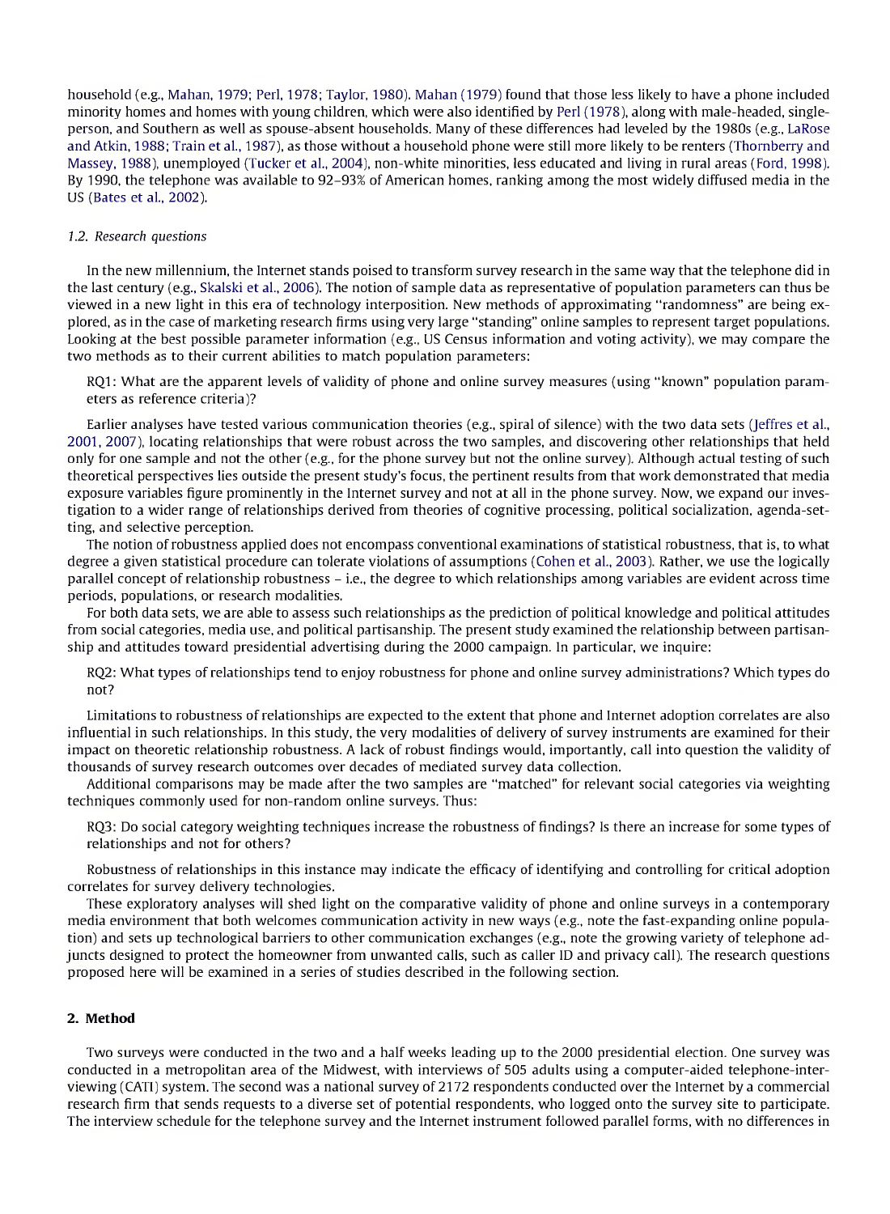household (e.g., Mahan, 1979; Perl, 1978; Taylor, 1980). Mahan (1979) found that those less likely to have a phone included minority homes and homes with young children, which were also identified by Perl (1978), along with male-headed, single-person, and Southern as well as spouse-absent households. Many of these differences had leveled by the 1980s (e.g., LaRose and Atkin, 1988; Train et al., 1987), as those without a household phone were still more likely to be renters (Thornberry and Massey, 1988), unemployed (Tucker et al., 2004), non-white minorities, less educated and living in rural areas (Ford, 1998). By 1990, the telephone was available to 92–93% of American homes, ranking among the most widely diffused media in the US (Bates et al., 2002).

### *1.2. Research questions*

In the new millennium, the Internet stands poised to transform survey research in the same way that the telephone did in the last century (e.g., Skalski et al., 2006). The notion of sample data as representative of population parameters can thus be viewed in a new light in this era of technology interposition. New methods of approximating "randomness" are being explored, as in the case of marketing research firms using very large "standing" online samples to represent target populations. Looking at the best possible parameter information (e.g., US Census information and voting activity), we may compare the two methods as to their current abilities to match population parameters:

> RQ1: What are the apparent levels of validity of phone and online survey measures (using "known" population parameters as reference criteria)?

Earlier analyses have tested various communication theories (e.g., spiral of silence) with the two data sets (Jeffres et al., 2001, 2007), locating relationships that were robust across the two samples, and discovering other relationships that held only for one sample and not the other (e.g., for the phone survey but not the online survey). Although actual testing of such theoretical perspectives lies outside the present study's focus, the pertinent results from that work demonstrated that media exposure variables figure prominently in the Internet survey and not at all in the phone survey. Now, we expand our investigation to a wider range of relationships derived from theories of cognitive processing, political socialization, agenda-setting, and selective perception.

The notion of robustness applied does not encompass conventional examinations of statistical robustness, that is, to what degree a given statistical procedure can tolerate violations of assumptions (Cohen et al., 2003). Rather, we use the logically parallel concept of relationship robustness – i.e., the degree to which relationships among variables are evident across time periods, populations, or research modalities.

For both data sets, we are able to assess such relationships as the prediction of political knowledge and political attitudes from social categories, media use, and political partisanship. The present study examined the relationship between partisanship and attitudes toward presidential advertising during the 2000 campaign. In particular, we inquire:

> RQ2: What types of relationships tend to enjoy robustness for phone and online survey administrations? Which types do not?

Limitations to robustness of relationships are expected to the extent that phone and Internet adoption correlates are also influential in such relationships. In this study, the very modalities of delivery of survey instruments are examined for their impact on theoretic relationship robustness. A lack of robust findings would, importantly, call into question the validity of thousands of survey research outcomes over decades of mediated survey data collection.

Additional comparisons may be made after the two samples are "matched" for relevant social categories via weighting techniques commonly used for non-random online surveys. Thus:

> RQ3: Do social category weighting techniques increase the robustness of findings? Is there an increase for some types of relationships and not for others?

Robustness of relationships in this instance may indicate the efficacy of identifying and controlling for critical adoption correlates for survey delivery technologies.

These exploratory analyses will shed light on the comparative validity of phone and online surveys in a contemporary media environment that both welcomes communication activity in new ways (e.g., note the fast-expanding online population) and sets up technological barriers to other communication exchanges (e.g., note the growing variety of telephone adjuncts designed to protect the homeowner from unwanted calls, such as caller ID and privacy call). The research questions proposed here will be examined in a series of studies described in the following section.

## 2. Method

Two surveys were conducted in the two and a half weeks leading up to the 2000 presidential election. One survey was conducted in a metropolitan area of the Midwest, with interviews of 505 adults using a computer-aided telephone-interviewing (CATI) system. The second was a national survey of 2172 respondents conducted over the Internet by a commercial research firm that sends requests to a diverse set of potential respondents, who logged onto the survey site to participate. The interview schedule for the telephone survey and the Internet instrument followed parallel forms, with no differences in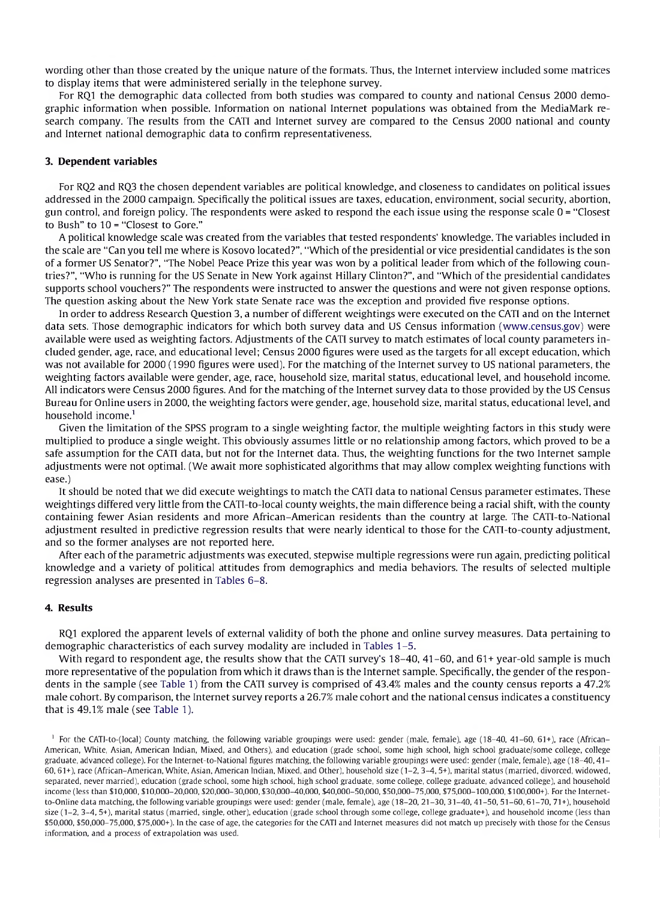wording other than those created by the unique nature of the formats. Thus, the Internet interview included some matrices to display items that were administered serially in the telephone survey.

For RQ1 the demographic data collected from both studies was compared to county and national Census 2000 demographic information when possible. Information on national Internet populations was obtained from the MediaMark research company. The results from the CATI and Internet survey are compared to the Census 2000 national and county and Internet national demographic data to confirm representativeness.

## 3. Dependent variables

For RQ2 and RQ3 the chosen dependent variables are political knowledge, and closeness to candidates on political issues addressed in the 2000 campaign. Specifically the political issues are taxes, education, environment, social security, abortion, gun control, and foreign policy. The respondents were asked to respond the each issue using the response scale 0 = "Closest to Bush" to 10 = "Closest to Gore."

A political knowledge scale was created from the variables that tested respondents' knowledge. The variables included in the scale are "Can you tell me where is Kosovo located?", "Which of the presidential or vice presidential candidates is the son of a former US Senator?", "The Nobel Peace Prize this year was won by a political leader from which of the following countries?", "Who is running for the US Senate in New York against Hillary Clinton?", and "Which of the presidential candidates supports school vouchers?" The respondents were instructed to answer the questions and were not given response options. The question asking about the New York state Senate race was the exception and provided five response options.

In order to address Research Question 3, a number of different weightings were executed on the CATI and on the Internet data sets. Those demographic indicators for which both survey data and US Census information (www.census.gov) were available were used as weighting factors. Adjustments of the CATI survey to match estimates of local county parameters included gender, age, race, and educational level; Census 2000 figures were used as the targets for all except education, which was not available for 2000 (1990 figures were used). For the matching of the Internet survey to US national parameters, the weighting factors available were gender, age, race, household size, marital status, educational level, and household income. All indicators were Census 2000 figures. And for the matching of the Internet survey data to those provided by the US Census Bureau for Online users in 2000, the weighting factors were gender, age, household size, marital status, educational level, and household income.[1]

Given the limitation of the SPSS program to a single weighting factor, the multiple weighting factors in this study were multiplied to produce a single weight. This obviously assumes little or no relationship among factors, which proved to be a safe assumption for the CATI data, but not for the Internet data. Thus, the weighting functions for the two Internet sample adjustments were not optimal. (We await more sophisticated algorithms that may allow complex weighting functions with ease.)

It should be noted that we did execute weightings to match the CATI data to national Census parameter estimates. These weightings differed very little from the CATI-to-local county weights, the main difference being a racial shift, with the county containing fewer Asian residents and more African–American residents than the country at large. The CATI-to-National adjustment resulted in predictive regression results that were nearly identical to those for the CATI-to-county adjustment, and so the former analyses are not reported here.

After each of the parametric adjustments was executed, stepwise multiple regressions were run again, predicting political knowledge and a variety of political attitudes from demographics and media behaviors. The results of selected multiple regression analyses are presented in Tables 6–8.

## 4. Results

RQ1 explored the apparent levels of external validity of both the phone and online survey measures. Data pertaining to demographic characteristics of each survey modality are included in Tables 1–5.

With regard to respondent age, the results show that the CATI survey's 18–40, 41–60, and 61+ year-old sample is much more representative of the population from which it draws than is the Internet sample. Specifically, the gender of the respondents in the sample (see Table 1) from the CATI survey is comprised of 43.4% males and the county census reports a 47.2% male cohort. By comparison, the Internet survey reports a 26.7% male cohort and the national census indicates a constituency that is 49.1% male (see Table 1).

[1] For the CATI-to-(local) County matching, the following variable groupings were used: gender (male, female), age (18–40, 41–60, 61+), race (African–American, White, Asian, American Indian, Mixed, and Others), and education (grade school, some high school, high school graduate/some college, college graduate, advanced college). For the Internet-to-National figures matching, the following variable groupings were used: gender (male, female), age (18–40, 41–60, 61+), race (African-American, White, Asian, American Indian, Mixed, and Other), household size (1–2, 3–4, 5+), marital status (married, divorced, widowed, separated, never married), education (grade school, some high school, high school graduate, some college, college graduate, and advanced college), and household income (less than \$10,000, \$10,000–20,000, \$20,000–30,000, \$30,000–40,000, \$40,000–50,000, \$50,000–75,000, \$75,000–100,000, \$100,000+). For the Internet-to-Online data matching, the following variable groupings were used: gender (male, female), age (18–20, 21–30, 31–40, 41–50, 51–60, 61–70, 71+), household size (1–2, 3–4, 5+), marital status (married, single, other), education (grade school through some college, college graduate+), and household income (less than \$50,000, \$50,000–75,000, \$75,000+). In the case of age, the categories for the CATI and Internet measures did not match up precisely with those for the Census information, and a process of extrapolation was used.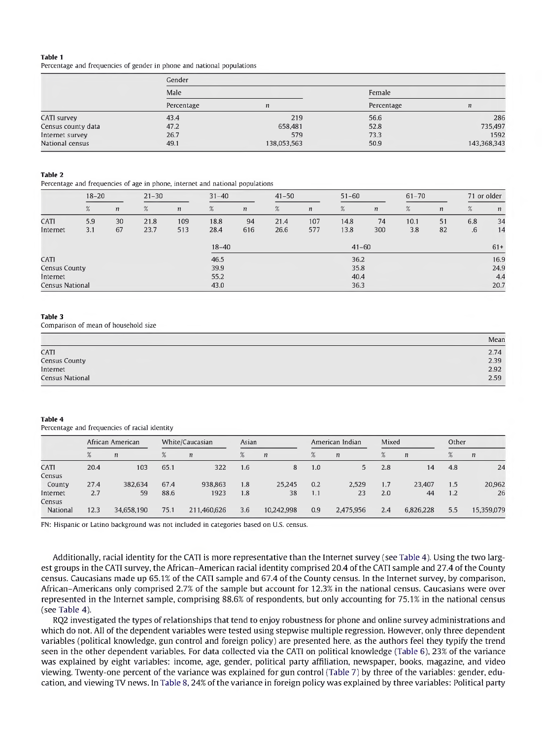**Table 1**
Percentage and frequencies of gender in phone and national populations

| | Gender | | | |
|---|---|---|---|---|
| | Male | | Female | |
| | Percentage | *n* | Percentage | *n* |
| CATI survey | 43.4 | 219 | 56.6 | 286 |
| Census county data | 47.2 | 658,481 | 52.8 | 735,497 |
| Internet survey | 26.7 | 579 | 73.3 | 1592 |
| National census | 49.1 | 138,053,563 | 50.9 | 143,368,343 |

**Table 2**
Percentage and frequencies of age in phone, internet and national populations

| | 18–20 | | 21–30 | | 31–40 | | 41–50 | | 51–60 | | 61–70 | | 71 or older | |
|---|---|---|---|---|---|---|---|---|---|---|---|---|---|---|
| | % | *n* | % | *n* | % | *n* | % | *n* | % | *n* | % | *n* | % | *n* |
| CATI | 5.9 | 30 | 21.8 | 109 | 18.8 | 94 | 21.4 | 107 | 14.8 | 74 | 10.1 | 51 | 6.8 | 34 |
| Internet | 3.1 | 67 | 23.7 | 513 | 28.4 | 616 | 26.6 | 577 | 13.8 | 300 | 3.8 | 82 | .6 | 14 |

| | 18–40 | 41–60 | 61+ |
|---|---|---|---|
| CATI | 46.5 | 36.2 | 16.9 |
| Census County | 39.9 | 35.8 | 24.9 |
| Internet | 55.2 | 40.4 | 4.4 |
| Census National | 43.0 | 36.3 | 20.7 |

**Table 3**
Comparison of mean of household size

| | Mean |
|---|---|
| CATI | 2.74 |
| Census County | 2.39 |
| Internet | 2.92 |
| Census National | 2.59 |

**Table 4**
Percentage and frequencies of racial identity

| | African American | | White/Caucasian | | Asian | | American Indian | | Mixed | | Other | |
|---|---|---|---|---|---|---|---|---|---|---|---|---|
| | % | *n* | % | *n* | % | *n* | % | *n* | % | *n* | % | *n* |
| CATI | 20.4 | 103 | 65.1 | 322 | 1.6 | 8 | 1.0 | 5 | 2.8 | 14 | 4.8 | 24 |
| Census County | 27.4 | 382,634 | 67.4 | 938,863 | 1.8 | 25,245 | 0.2 | 2,529 | 1.7 | 23,407 | 1.5 | 20,962 |
| Internet | 2.7 | 59 | 88.6 | 1923 | 1.8 | 38 | 1.1 | 23 | 2.0 | 44 | 1.2 | 26 |
| Census National | 12.3 | 34,658,190 | 75.1 | 211,460,626 | 3.6 | 10,242,998 | 0.9 | 2,475,956 | 2.4 | 6,826,228 | 5.5 | 15,359,079 |

FN: Hispanic or Latino background was not included in categories based on U.S. census.

Additionally, racial identity for the CATI is more representative than the Internet survey (see Table 4). Using the two largest groups in the CATI survey, the African–American racial identity comprised 20.4 of the CATI sample and 27.4 of the County census. Caucasians made up 65.1% of the CATI sample and 67.4 of the County census. In the Internet survey, by comparison, African–Americans only comprised 2.7% of the sample but account for 12.3% in the national census. Caucasians were over represented in the Internet sample, comprising 88.6% of respondents, but only accounting for 75.1% in the national census (see Table 4).

RQ2 investigated the types of relationships that tend to enjoy robustness for phone and online survey administrations and which do not. All of the dependent variables were tested using stepwise multiple regression. However, only three dependent variables (political knowledge, gun control and foreign policy) are presented here, as the authors feel they typify the trend seen in the other dependent variables. For data collected via the CATI on political knowledge (Table 6), 23% of the variance was explained by eight variables: income, age, gender, political party affiliation, newspaper, books, magazine, and video viewing. Twenty-one percent of the variance was explained for gun control (Table 7) by three of the variables: gender, education, and viewing TV news. In Table 8, 24% of the variance in foreign policy was explained by three variables: Political party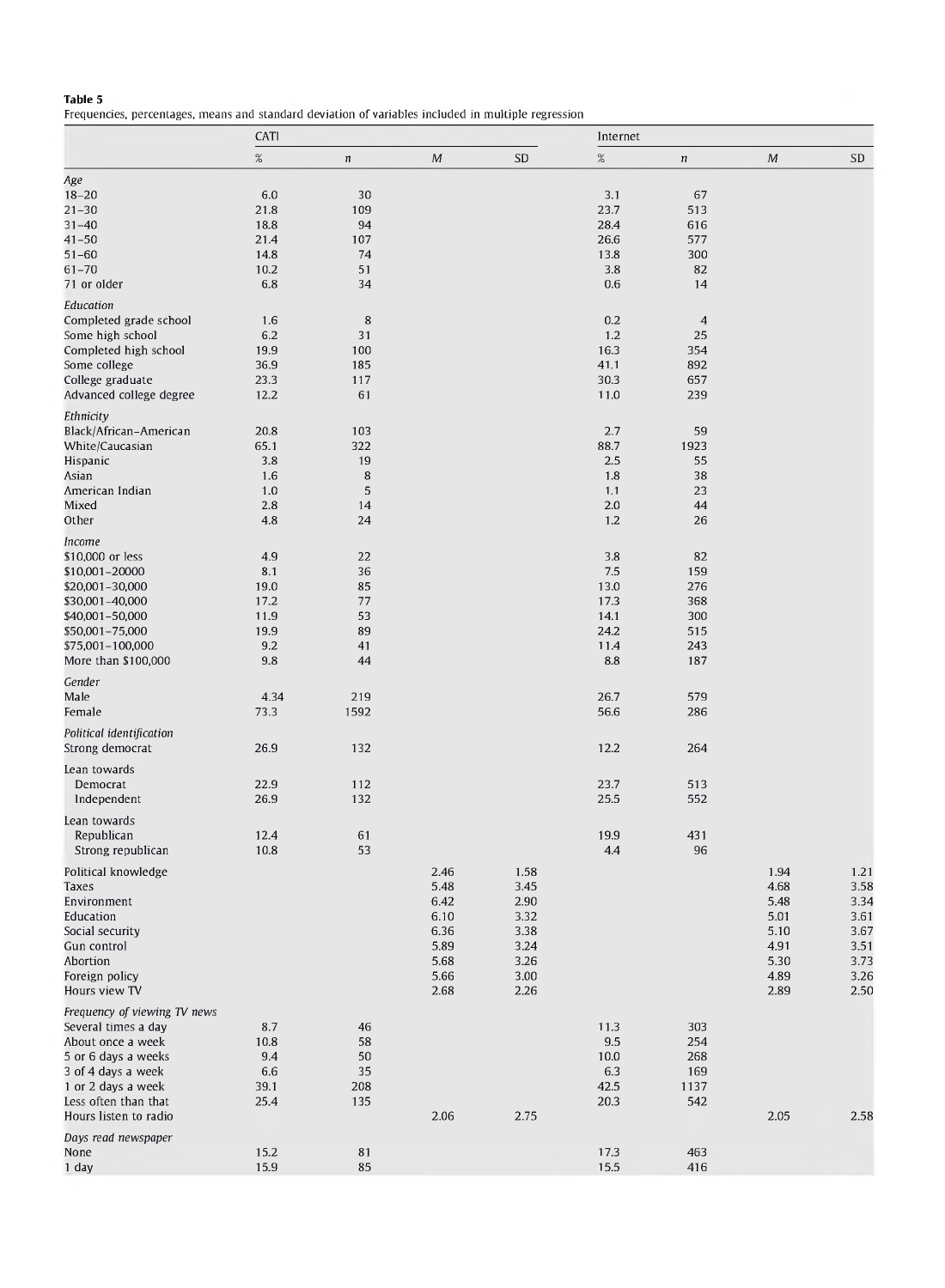**Table 5**
Frequencies, percentages, means and standard deviation of variables included in multiple regression

| | CATI | | | | Internet | | | |
|---|---|---|---|---|---|---|---|---|
| | % | n | M | SD | % | n | M | SD |
| *Age* | | | | | | | | |
| 18–20 | 6.0 | 30 | | | 3.1 | 67 | | |
| 21–30 | 21.8 | 109 | | | 23.7 | 513 | | |
| 31–40 | 18.8 | 94 | | | 28.4 | 616 | | |
| 41–50 | 21.4 | 107 | | | 26.6 | 577 | | |
| 51–60 | 14.8 | 74 | | | 13.8 | 300 | | |
| 61–70 | 10.2 | 51 | | | 3.8 | 82 | | |
| 71 or older | 6.8 | 34 | | | 0.6 | 14 | | |
| *Education* | | | | | | | | |
| Completed grade school | 1.6 | 8 | | | 0.2 | 4 | | |
| Some high school | 6.2 | 31 | | | 1.2 | 25 | | |
| Completed high school | 19.9 | 100 | | | 16.3 | 354 | | |
| Some college | 36.9 | 185 | | | 41.1 | 892 | | |
| College graduate | 23.3 | 117 | | | 30.3 | 657 | | |
| Advanced college degree | 12.2 | 61 | | | 11.0 | 239 | | |
| *Ethnicity* | | | | | | | | |
| Black/African–American | 20.8 | 103 | | | 2.7 | 59 | | |
| White/Caucasian | 65.1 | 322 | | | 88.7 | 1923 | | |
| Hispanic | 3.8 | 19 | | | 2.5 | 55 | | |
| Asian | 1.6 | 8 | | | 1.8 | 38 | | |
| American Indian | 1.0 | 5 | | | 1.1 | 23 | | |
| Mixed | 2.8 | 14 | | | 2.0 | 44 | | |
| Other | 4.8 | 24 | | | 1.2 | 26 | | |
| *Income* | | | | | | | | |
| $10,000 or less | 4.9 | 22 | | | 3.8 | 82 | | |
| $10,001–20000 | 8.1 | 36 | | | 7.5 | 159 | | |
| $20,001–30,000 | 19.0 | 85 | | | 13.0 | 276 | | |
| $30,001–40,000 | 17.2 | 77 | | | 17.3 | 368 | | |
| $40,001–50,000 | 11.9 | 53 | | | 14.1 | 300 | | |
| $50,001–75,000 | 19.9 | 89 | | | 24.2 | 515 | | |
| $75,001–100,000 | 9.2 | 41 | | | 11.4 | 243 | | |
| More than $100,000 | 9.8 | 44 | | | 8.8 | 187 | | |
| *Gender* | | | | | | | | |
| Male | 4.34 | 219 | | | 26.7 | 579 | | |
| Female | 73.3 | 1592 | | | 56.6 | 286 | | |
| *Political identification* | | | | | | | | |
| Strong democrat | 26.9 | 132 | | | 12.2 | 264 | | |
| Lean towards | | | | | | | | |
| Democrat | 22.9 | 112 | | | 23.7 | 513 | | |
| Independent | 26.9 | 132 | | | 25.5 | 552 | | |
| Lean towards | | | | | | | | |
| Republican | 12.4 | 61 | | | 19.9 | 431 | | |
| Strong republican | 10.8 | 53 | | | 4.4 | 96 | | |
| Political knowledge | | | 2.46 | 1.58 | | | 1.94 | 1.21 |
| Taxes | | | 5.48 | 3.45 | | | 4.68 | 3.58 |
| Environment | | | 6.42 | 2.90 | | | 5.48 | 3.34 |
| Education | | | 6.10 | 3.32 | | | 5.01 | 3.61 |
| Social security | | | 6.36 | 3.38 | | | 5.10 | 3.67 |
| Gun control | | | 5.89 | 3.24 | | | 4.91 | 3.51 |
| Abortion | | | 5.68 | 3.26 | | | 5.30 | 3.73 |
| Foreign policy | | | 5.66 | 3.00 | | | 4.89 | 3.26 |
| Hours view TV | | | 2.68 | 2.26 | | | 2.89 | 2.50 |
| *Frequency of viewing TV news* | | | | | | | | |
| Several times a day | 8.7 | 46 | | | 11.3 | 303 | | |
| About once a week | 10.8 | 58 | | | 9.5 | 254 | | |
| 5 or 6 days a weeks | 9.4 | 50 | | | 10.0 | 268 | | |
| 3 of 4 days a week | 6.6 | 35 | | | 6.3 | 169 | | |
| 1 or 2 days a week | 39.1 | 208 | | | 42.5 | 1137 | | |
| Less often than that | 25.4 | 135 | | | 20.3 | 542 | | |
| Hours listen to radio | | | 2.06 | 2.75 | | | 2.05 | 2.58 |
| *Days read newspaper* | | | | | | | | |
| None | 15.2 | 81 | | | 17.3 | 463 | | |
| 1 day | 15.9 | 85 | | | 15.5 | 416 | | |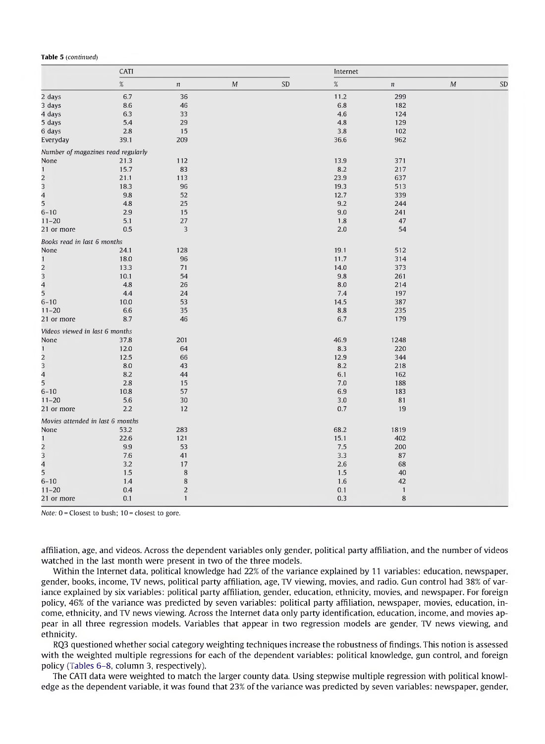**Table 5** (*continued*)

| | CATI | | | | Internet | | | |
|---|---|---|---|---|---|---|---|---|
| | % | *n* | *M* | SD | % | *n* | *M* | SD |
| 2 days | 6.7 | 36 | | | 11.2 | 299 | | |
| 3 days | 8.6 | 46 | | | 6.8 | 182 | | |
| 4 days | 6.3 | 33 | | | 4.6 | 124 | | |
| 5 days | 5.4 | 29 | | | 4.8 | 129 | | |
| 6 days | 2.8 | 15 | | | 3.8 | 102 | | |
| Everyday | 39.1 | 209 | | | 36.6 | 962 | | |
| *Number of magazines read regularly* | | | | | | | | |
| None | 21.3 | 112 | | | 13.9 | 371 | | |
| 1 | 15.7 | 83 | | | 8.2 | 217 | | |
| 2 | 21.1 | 113 | | | 23.9 | 637 | | |
| 3 | 18.3 | 96 | | | 19.3 | 513 | | |
| 4 | 9.8 | 52 | | | 12.7 | 339 | | |
| 5 | 4.8 | 25 | | | 9.2 | 244 | | |
| 6–10 | 2.9 | 15 | | | 9.0 | 241 | | |
| 11–20 | 5.1 | 27 | | | 1.8 | 47 | | |
| 21 or more | 0.5 | 3 | | | 2.0 | 54 | | |
| *Books read in last 6 months* | | | | | | | | |
| None | 24.1 | 128 | | | 19.1 | 512 | | |
| 1 | 18.0 | 96 | | | 11.7 | 314 | | |
| 2 | 13.3 | 71 | | | 14.0 | 373 | | |
| 3 | 10.1 | 54 | | | 9.8 | 261 | | |
| 4 | 4.8 | 26 | | | 8.0 | 214 | | |
| 5 | 4.4 | 24 | | | 7.4 | 197 | | |
| 6–10 | 10.0 | 53 | | | 14.5 | 387 | | |
| 11–20 | 6.6 | 35 | | | 8.8 | 235 | | |
| 21 or more | 8.7 | 46 | | | 6.7 | 179 | | |
| *Videos viewed in last 6 months* | | | | | | | | |
| None | 37.8 | 201 | | | 46.9 | 1248 | | |
| 1 | 12.0 | 64 | | | 8.3 | 220 | | |
| 2 | 12.5 | 66 | | | 12.9 | 344 | | |
| 3 | 8.0 | 43 | | | 8.2 | 218 | | |
| 4 | 8.2 | 44 | | | 6.1 | 162 | | |
| 5 | 2.8 | 15 | | | 7.0 | 188 | | |
| 6–10 | 10.8 | 57 | | | 6.9 | 183 | | |
| 11–20 | 5.6 | 30 | | | 3.0 | 81 | | |
| 21 or more | 2.2 | 12 | | | 0.7 | 19 | | |
| *Movies attended in last 6 months* | | | | | | | | |
| None | 53.2 | 283 | | | 68.2 | 1819 | | |
| 1 | 22.6 | 121 | | | 15.1 | 402 | | |
| 2 | 9.9 | 53 | | | 7.5 | 200 | | |
| 3 | 7.6 | 41 | | | 3.3 | 87 | | |
| 4 | 3.2 | 17 | | | 2.6 | 68 | | |
| 5 | 1.5 | 8 | | | 1.5 | 40 | | |
| 6–10 | 1.4 | 8 | | | 1.6 | 42 | | |
| 11–20 | 0.4 | 2 | | | 0.1 | 1 | | |
| 21 or more | 0.1 | 1 | | | 0.3 | 8 | | |

*Note:* 0 = Closest to bush; 10 = closest to gore.

affiliation, age, and videos. Across the dependent variables only gender, political party affiliation, and the number of videos watched in the last month were present in two of the three models.

Within the Internet data, political knowledge had 22% of the variance explained by 11 variables: education, newspaper, gender, books, income, TV news, political party affiliation, age, TV viewing, movies, and radio. Gun control had 38% of variance explained by six variables: political party affiliation, gender, education, ethnicity, movies, and newspaper. For foreign policy, 46% of the variance was predicted by seven variables: political party affiliation, newspaper, movies, education, income, ethnicity, and TV news viewing. Across the Internet data only party identification, education, income, and movies appear in all three regression models. Variables that appear in two regression models are gender, TV news viewing, and ethnicity.

RQ3 questioned whether social category weighting techniques increase the robustness of findings. This notion is assessed with the weighted multiple regressions for each of the dependent variables: political knowledge, gun control, and foreign policy (Tables 6–8, column 3, respectively).

The CATI data were weighted to match the larger county data. Using stepwise multiple regression with political knowledge as the dependent variable, it was found that 23% of the variance was predicted by seven variables: newspaper, gender,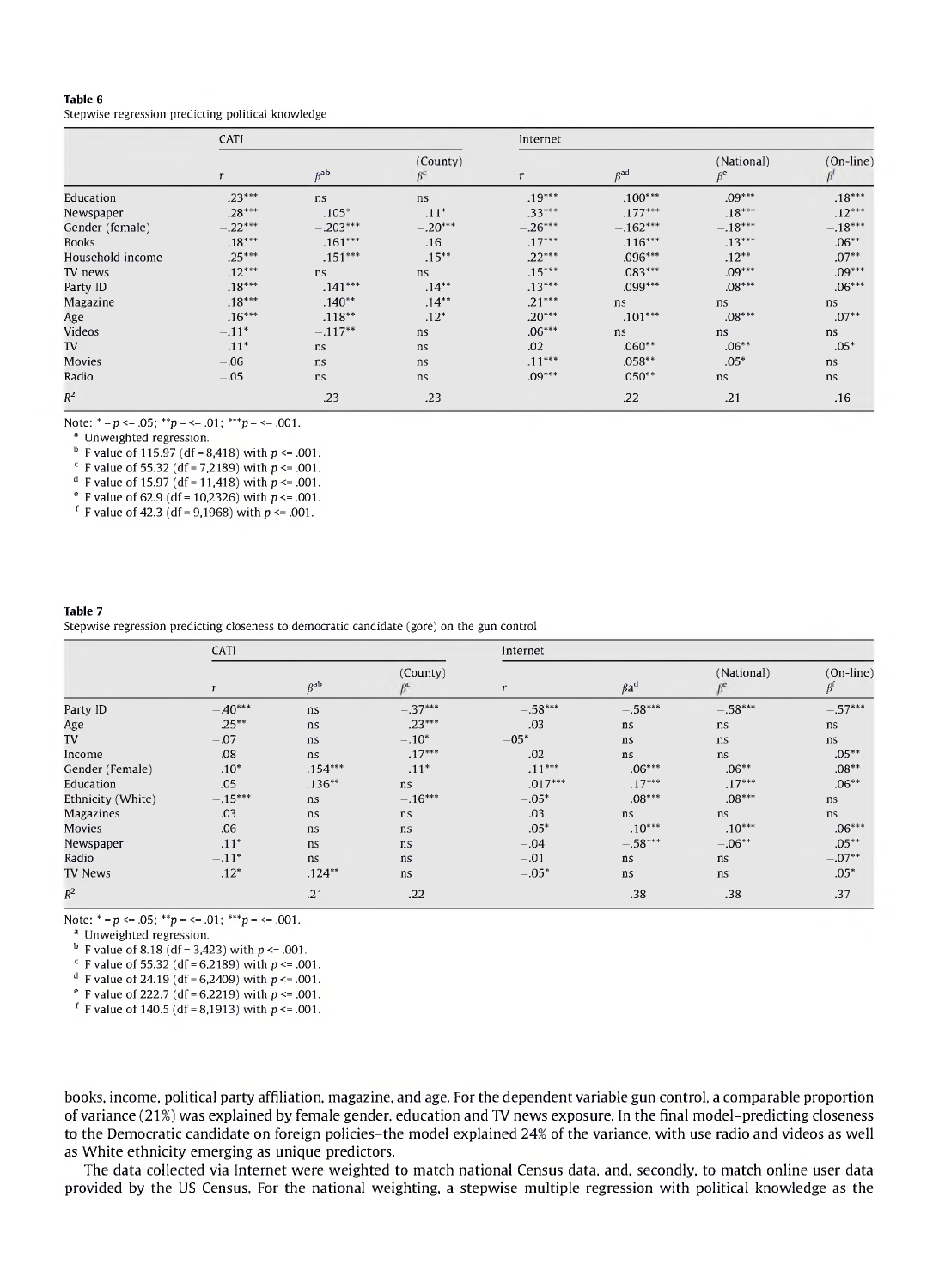**Table 6**
Stepwise regression predicting political knowledge

| | CATI | | | Internet | | | |
|---|---|---|---|---|---|---|---|
| | $r$ | $\beta^{ab}$ | (County) $\beta^{c}$ | $r$ | $\beta^{ad}$ | (National) $\beta^{e}$ | (On-line) $\beta^{f}$ |
| Education | .23*** | ns | ns | .19*** | .100*** | .09*** | .18*** |
| Newspaper | .28*** | .105* | .11* | .33*** | .177*** | .18*** | .12*** |
| Gender (female) | −.22*** | −.203*** | −.20*** | −.26*** | −.162*** | −.18*** | −.18*** |
| Books | .18*** | .161*** | .16 | .17*** | .116*** | .13*** | .06** |
| Household income | .25*** | .151*** | .15** | .22*** | .096*** | .12** | .07** |
| TV news | .12*** | ns | ns | .15*** | .083*** | .09*** | .09*** |
| Party ID | .18*** | .141*** | .14** | .13*** | .099*** | .08*** | .06*** |
| Magazine | .18*** | .140** | .14** | .21*** | ns | ns | ns |
| Age | .16*** | .118** | .12* | .20*** | .101*** | .08*** | .07** |
| Videos | −.11* | −.117** | ns | .06*** | ns | ns | ns |
| TV | .11* | ns | ns | .02 | .060** | .06** | .05* |
| Movies | −.06 | ns | ns | .11*** | .058** | .05* | ns |
| Radio | −.05 | ns | ns | .09*** | .050** | ns | ns |
| $R^2$ | | .23 | .23 | | .22 | .21 | .16 |

Note: * = $p <= .05$; ** $p = <= .01$; *** $p = <= .001$.
[a] Unweighted regression.
[b] F value of 115.97 (df = 8,418) with $p <= .001$.
[c] F value of 55.32 (df = 7,2189) with $p <= .001$.
[d] F value of 15.97 (df = 11,418) with $p <= .001$.
[e] F value of 62.9 (df = 10,2326) with $p <= .001$.
[f] F value of 42.3 (df = 9,1968) with $p <= .001$.

**Table 7**
Stepwise regression predicting closeness to democratic candidate (gore) on the gun control

| | CATI | | | Internet | | | |
|---|---|---|---|---|---|---|---|
| | $r$ | $\beta^{ab}$ | (County) $\beta^{c}$ | $r$ | $\beta a^{d}$ | (National) $\beta^{e}$ | (On-line) $\beta^{f}$ |
| Party ID | −.40*** | ns | −.37*** | −.58*** | −.58*** | −.58*** | −.57*** |
| Age | .25** | ns | .23*** | −.03 | ns | ns | ns |
| TV | −.07 | ns | −.10* | −05* | ns | ns | ns |
| Income | −.08 | ns | .17*** | −.02 | ns | ns | .05** |
| Gender (Female) | .10* | .154*** | .11* | .11*** | .06*** | .06** | .08** |
| Education | .05 | .136** | ns | .017*** | .17*** | .17*** | .06** |
| Ethnicity (White) | −.15*** | ns | −.16*** | −.05* | .08*** | .08*** | ns |
| Magazines | .03 | ns | ns | .03 | ns | ns | ns |
| Movies | .06 | ns | ns | .05* | .10*** | .10*** | .06*** |
| Newspaper | .11* | ns | ns | −.04 | −.58*** | −.06** | .05** |
| Radio | −.11* | ns | ns | −.01 | ns | ns | −.07** |
| TV News | .12* | .124** | ns | −.05* | ns | ns | .05* |
| $R^2$ | | .21 | .22 | | .38 | .38 | .37 |

Note: * = $p <= .05$; ** $p = <= .01$; *** $p = <= .001$.
[a] Unweighted regression.
[b] F value of 8.18 (df = 3,423) with $p <= .001$.
[c] F value of 55.32 (df = 6,2189) with $p <= .001$.
[d] F value of 24.19 (df = 6,2409) with $p <= .001$.
[e] F value of 222.7 (df = 6,2219) with $p <= .001$.
[f] F value of 140.5 (df = 8,1913) with $p <= .001$.

books, income, political party affiliation, magazine, and age. For the dependent variable gun control, a comparable proportion of variance (21%) was explained by female gender, education and TV news exposure. In the final model–predicting closeness to the Democratic candidate on foreign policies–the model explained 24% of the variance, with use radio and videos as well as White ethnicity emerging as unique predictors.

The data collected via Internet were weighted to match national Census data, and, secondly, to match online user data provided by the US Census. For the national weighting, a stepwise multiple regression with political knowledge as the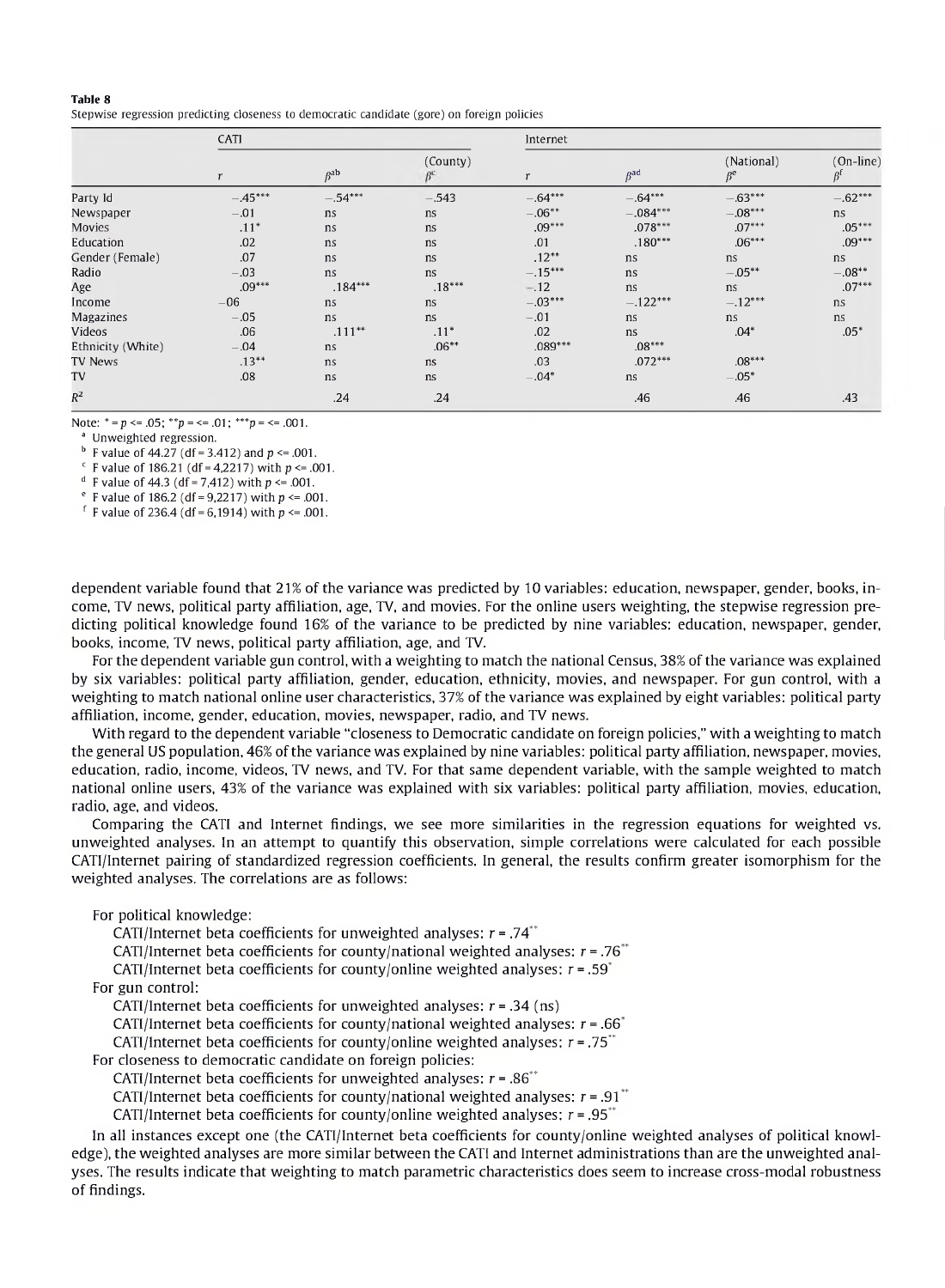**Table 8**
Stepwise regression predicting closeness to democratic candidate (gore) on foreign policies

| | CATI | | | Internet | | | |
|---|---|---|---|---|---|---|---|
| | $r$ | $\beta^{ab}$ | (County) $\beta^{c}$ | $r$ | $\beta^{ad}$ | (National) $\beta^{e}$ | (On-line) $\beta^{f}$ |
| Party Id | −.45*** | −.54*** | −.543 | −.64*** | −.64*** | −.63*** | −.62*** |
| Newspaper | −.01 | ns | ns | −.06** | −.084*** | −.08*** | ns |
| Movies | .11* | ns | ns | .09*** | .078*** | .07*** | .05*** |
| Education | .02 | ns | ns | .01 | .180*** | .06*** | .09*** |
| Gender (Female) | .07 | ns | ns | .12** | ns | ns | ns |
| Radio | −.03 | ns | ns | −.15*** | ns | −.05** | −.08** |
| Age | .09*** | .184*** | .18*** | −.12 | ns | ns | .07*** |
| Income | −06 | ns | ns | −.03*** | −.122*** | −.12*** | ns |
| Magazines | −.05 | ns | ns | −.01 | ns | ns | ns |
| Videos | .06 | .111** | .11* | .02 | ns | .04* | .05* |
| Ethnicity (White) | −.04 | ns | .06** | .089*** | .08*** | | |
| TV News | .13** | ns | ns | .03 | .072*** | .08*** | |
| TV | .08 | ns | ns | −.04* | ns | −.05* | |
| $R^2$ | | .24 | .24 | | .46 | .46 | .43 |

Note: * = $p <= .05$; ** $p = <= .01$; *** $p = <= .001$.
[a] Unweighted regression.
[b] F value of 44.27 (df = 3.412) and $p <= .001$.
[c] F value of 186.21 (df = 4,2217) with $p <= .001$.
[d] F value of 44.3 (df = 7,412) with $p <= .001$.
[e] F value of 186.2 (df = 9,2217) with $p <= .001$.
[f] F value of 236.4 (df = 6,1914) with $p <= .001$.

dependent variable found that 21% of the variance was predicted by 10 variables: education, newspaper, gender, books, income, TV news, political party affiliation, age, TV, and movies. For the online users weighting, the stepwise regression predicting political knowledge found 16% of the variance to be predicted by nine variables: education, newspaper, gender, books, income, TV news, political party affiliation, age, and TV.

For the dependent variable gun control, with a weighting to match the national Census, 38% of the variance was explained by six variables: political party affiliation, gender, education, ethnicity, movies, and newspaper. For gun control, with a weighting to match national online user characteristics, 37% of the variance was explained by eight variables: political party affiliation, income, gender, education, movies, newspaper, radio, and TV news.

With regard to the dependent variable "closeness to Democratic candidate on foreign policies," with a weighting to match the general US population, 46% of the variance was explained by nine variables: political party affiliation, newspaper, movies, education, radio, income, videos, TV news, and TV. For that same dependent variable, with the sample weighted to match national online users, 43% of the variance was explained with six variables: political party affiliation, movies, education, radio, age, and videos.

Comparing the CATI and Internet findings, we see more similarities in the regression equations for weighted vs. unweighted analyses. In an attempt to quantify this observation, simple correlations were calculated for each possible CATI/Internet pairing of standardized regression coefficients. In general, the results confirm greater isomorphism for the weighted analyses. The correlations are as follows:

For political knowledge:
- CATI/Internet beta coefficients for unweighted analyses: $r = .74^{**}$
- CATI/Internet beta coefficients for county/national weighted analyses: $r = .76^{**}$
- CATI/Internet beta coefficients for county/online weighted analyses: $r = .59^{*}$

For gun control:
- CATI/Internet beta coefficients for unweighted analyses: $r = .34$ (ns)
- CATI/Internet beta coefficients for county/national weighted analyses: $r = .66^{*}$
- CATI/Internet beta coefficients for county/online weighted analyses: $r = .75^{**}$

For closeness to democratic candidate on foreign policies:
- CATI/Internet beta coefficients for unweighted analyses: $r = .86^{**}$
- CATI/Internet beta coefficients for county/national weighted analyses: $r = .91^{**}$
- CATI/Internet beta coefficients for county/online weighted analyses: $r = .95^{**}$

In all instances except one (the CATI/Internet beta coefficients for county/online weighted analyses of political knowledge), the weighted analyses are more similar between the CATI and Internet administrations than are the unweighted analyses. The results indicate that weighting to match parametric characteristics does seem to increase cross-modal robustness of findings.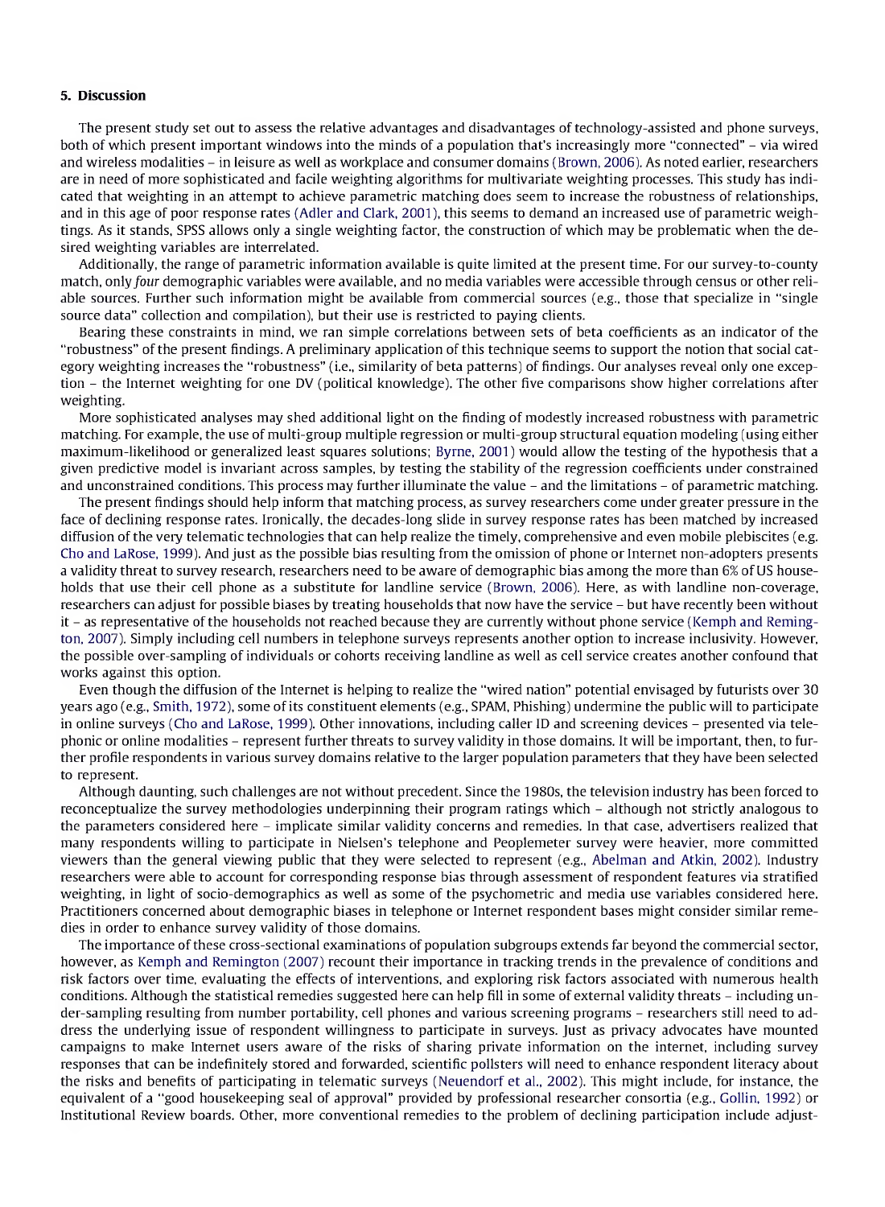## 5. Discussion

The present study set out to assess the relative advantages and disadvantages of technology-assisted and phone surveys, both of which present important windows into the minds of a population that's increasingly more "connected" – via wired and wireless modalities – in leisure as well as workplace and consumer domains (Brown, 2006). As noted earlier, researchers are in need of more sophisticated and facile weighting algorithms for multivariate weighting processes. This study has indicated that weighting in an attempt to achieve parametric matching does seem to increase the robustness of relationships, and in this age of poor response rates (Adler and Clark, 2001), this seems to demand an increased use of parametric weightings. As it stands, SPSS allows only a single weighting factor, the construction of which may be problematic when the desired weighting variables are interrelated.

Additionally, the range of parametric information available is quite limited at the present time. For our survey-to-county match, only *four* demographic variables were available, and no media variables were accessible through census or other reliable sources. Further such information might be available from commercial sources (e.g., those that specialize in "single source data" collection and compilation), but their use is restricted to paying clients.

Bearing these constraints in mind, we ran simple correlations between sets of beta coefficients as an indicator of the "robustness" of the present findings. A preliminary application of this technique seems to support the notion that social category weighting increases the "robustness" (i.e., similarity of beta patterns) of findings. Our analyses reveal only one exception – the Internet weighting for one DV (political knowledge). The other five comparisons show higher correlations after weighting.

More sophisticated analyses may shed additional light on the finding of modestly increased robustness with parametric matching. For example, the use of multi-group multiple regression or multi-group structural equation modeling (using either maximum-likelihood or generalized least squares solutions; Byrne, 2001) would allow the testing of the hypothesis that a given predictive model is invariant across samples, by testing the stability of the regression coefficients under constrained and unconstrained conditions. This process may further illuminate the value – and the limitations – of parametric matching.

The present findings should help inform that matching process, as survey researchers come under greater pressure in the face of declining response rates. Ironically, the decades-long slide in survey response rates has been matched by increased diffusion of the very telematic technologies that can help realize the timely, comprehensive and even mobile plebiscites (e.g. Cho and LaRose, 1999). And just as the possible bias resulting from the omission of phone or Internet non-adopters presents a validity threat to survey research, researchers need to be aware of demographic bias among the more than 6% of US households that use their cell phone as a substitute for landline service (Brown, 2006). Here, as with landline non-coverage, researchers can adjust for possible biases by treating households that now have the service – but have recently been without it – as representative of the households not reached because they are currently without phone service (Kemph and Remington, 2007). Simply including cell numbers in telephone surveys represents another option to increase inclusivity. However, the possible over-sampling of individuals or cohorts receiving landline as well as cell service creates another confound that works against this option.

Even though the diffusion of the Internet is helping to realize the "wired nation" potential envisaged by futurists over 30 years ago (e.g., Smith, 1972), some of its constituent elements (e.g., SPAM, Phishing) undermine the public will to participate in online surveys (Cho and LaRose, 1999). Other innovations, including caller ID and screening devices – presented via telephonic or online modalities – represent further threats to survey validity in those domains. It will be important, then, to further profile respondents in various survey domains relative to the larger population parameters that they have been selected to represent.

Although daunting, such challenges are not without precedent. Since the 1980s, the television industry has been forced to reconceptualize the survey methodologies underpinning their program ratings which – although not strictly analogous to the parameters considered here – implicate similar validity concerns and remedies. In that case, advertisers realized that many respondents willing to participate in Nielsen's telephone and Peoplemeter survey were heavier, more committed viewers than the general viewing public that they were selected to represent (e.g., Abelman and Atkin, 2002). Industry researchers were able to account for corresponding response bias through assessment of respondent features via stratified weighting, in light of socio-demographics as well as some of the psychometric and media use variables considered here. Practitioners concerned about demographic biases in telephone or Internet respondent bases might consider similar remedies in order to enhance survey validity of those domains.

The importance of these cross-sectional examinations of population subgroups extends far beyond the commercial sector, however, as Kemph and Remington (2007) recount their importance in tracking trends in the prevalence of conditions and risk factors over time, evaluating the effects of interventions, and exploring risk factors associated with numerous health conditions. Although the statistical remedies suggested here can help fill in some of external validity threats – including under-sampling resulting from number portability, cell phones and various screening programs – researchers still need to address the underlying issue of respondent willingness to participate in surveys. Just as privacy advocates have mounted campaigns to make Internet users aware of the risks of sharing private information on the internet, including survey responses that can be indefinitely stored and forwarded, scientific pollsters will need to enhance respondent literacy about the risks and benefits of participating in telematic surveys (Neuendorf et al., 2002). This might include, for instance, the equivalent of a "good housekeeping seal of approval" provided by professional researcher consortia (e.g., Gollin, 1992) or Institutional Review boards. Other, more conventional remedies to the problem of declining participation include adjust-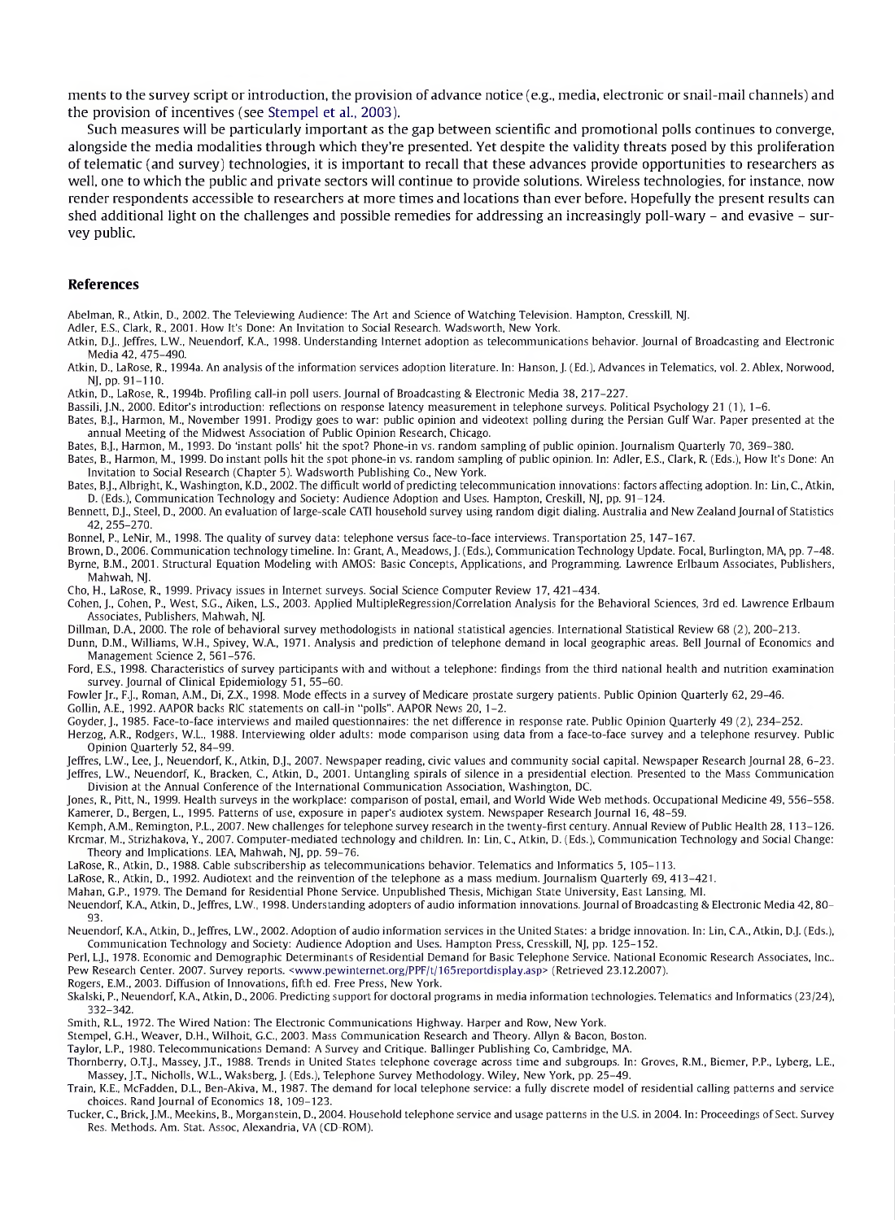ments to the survey script or introduction, the provision of advance notice (e.g., media, electronic or snail-mail channels) and the provision of incentives (see Stempel et al., 2003).

Such measures will be particularly important as the gap between scientific and promotional polls continues to converge, alongside the media modalities through which they're presented. Yet despite the validity threats posed by this proliferation of telematic (and survey) technologies, it is important to recall that these advances provide opportunities to researchers as well, one to which the public and private sectors will continue to provide solutions. Wireless technologies, for instance, now render respondents accessible to researchers at more times and locations than ever before. Hopefully the present results can shed additional light on the challenges and possible remedies for addressing an increasingly poll-wary – and evasive – survey public.

## References

Abelman, R., Atkin, D., 2002. The Televiewing Audience: The Art and Science of Watching Television. Hampton, Cresskill, NJ.

Adler, E.S., Clark, R., 2001. How It's Done: An Invitation to Social Research. Wadsworth, New York.

Atkin, D.J., Jeffres, L.W., Neuendorf, K.A., 1998. Understanding Internet adoption as telecommunications behavior. Journal of Broadcasting and Electronic Media 42, 475–490.

Atkin, D., LaRose, R., 1994a. An analysis of the information services adoption literature. In: Hanson, J. (Ed.), Advances in Telematics, vol. 2. Ablex, Norwood, NJ, pp. 91–110.

Atkin, D., LaRose, R., 1994b. Profiling call-in poll users. Journal of Broadcasting & Electronic Media 38, 217–227.

Bassili, J.N., 2000. Editor's introduction: reflections on response latency measurement in telephone surveys. Political Psychology 21 (1), 1–6.

Bates, B.J., Harmon, M., November 1991. Prodigy goes to war: public opinion and videotext polling during the Persian Gulf War. Paper presented at the annual Meeting of the Midwest Association of Public Opinion Research, Chicago.

Bates, B.J., Harmon, M., 1993. Do 'instant polls' hit the spot? Phone-in vs. random sampling of public opinion. Journalism Quarterly 70, 369–380.

Bates, B., Harmon, M., 1999. Do instant polls hit the spot phone-in vs. random sampling of public opinion. In: Adler, E.S., Clark, R. (Eds.), How It's Done: An Invitation to Social Research (Chapter 5). Wadsworth Publishing Co., New York.

Bates, B.J., Albright, K., Washington, K.D., 2002. The difficult world of predicting telecommunication innovations: factors affecting adoption. In: Lin, C., Atkin, D. (Eds.), Communication Technology and Society: Audience Adoption and Uses. Hampton, Creskill, NJ, pp. 91–124.

Bennett, D.J., Steel, D., 2000. An evaluation of large-scale CATI household survey using random digit dialing. Australia and New Zealand Journal of Statistics 42, 255–270.

Bonnel, P., LeNir, M., 1998. The quality of survey data: telephone versus face-to-face interviews. Transportation 25, 147–167.

Brown, D., 2006. Communication technology timeline. In: Grant, A., Meadows, J. (Eds.), Communication Technology Update. Focal, Burlington, MA, pp. 7–48.

Byrne, B.M., 2001. Structural Equation Modeling with AMOS: Basic Concepts, Applications, and Programming. Lawrence Erlbaum Associates, Publishers, Mahwah, NJ.

Cho, H., LaRose, R., 1999. Privacy issues in Internet surveys. Social Science Computer Review 17, 421–434.

Cohen, J., Cohen, P., West, S.G., Aiken, L.S., 2003. Applied MultipleRegression/Correlation Analysis for the Behavioral Sciences, 3rd ed. Lawrence Erlbaum Associates, Publishers, Mahwah, NJ.

Dillman, D.A., 2000. The role of behavioral survey methodologists in national statistical agencies. International Statistical Review 68 (2), 200–213.

Dunn, D.M., Williams, W.H., Spivey, W.A., 1971. Analysis and prediction of telephone demand in local geographic areas. Bell Journal of Economics and Management Science 2, 561–576.

Ford, E.S., 1998. Characteristics of survey participants with and without a telephone: findings from the third national health and nutrition examination survey. Journal of Clinical Epidemiology 51, 55–60.

Fowler Jr., F.J., Roman, A.M., Di, Z.X., 1998. Mode effects in a survey of Medicare prostate surgery patients. Public Opinion Quarterly 62, 29–46.

Gollin, A.E., 1992. AAPOR backs RIC statements on call-in "polls". AAPOR News 20, 1–2.

Goyder, J., 1985. Face-to-face interviews and mailed questionnaires: the net difference in response rate. Public Opinion Quarterly 49 (2), 234–252.

Herzog, A.R., Rodgers, W.L., 1988. Interviewing older adults: mode comparison using data from a face-to-face survey and a telephone resurvey. Public Opinion Quarterly 52, 84–99.

Jeffres, L.W., Lee, J., Neuendorf, K., Atkin, D.J., 2007. Newspaper reading, civic values and community social capital. Newspaper Research Journal 28, 6–23.

Jeffres, L.W., Neuendorf, K., Bracken, C., Atkin, D., 2001. Untangling spirals of silence in a presidential election. Presented to the Mass Communication Division at the Annual Conference of the International Communication Association, Washington, DC.

Jones, R., Pitt, N., 1999. Health surveys in the workplace: comparison of postal, email, and World Wide Web methods. Occupational Medicine 49, 556–558.

Kamerer, D., Bergen, L., 1995. Patterns of use, exposure in paper's audiotex system. Newspaper Research Journal 16, 48–59.

Kemph, A.M., Remington, P.L., 2007. New challenges for telephone survey research in the twenty-first century. Annual Review of Public Health 28, 113–126.

Krcmar, M., Strizhakova, Y., 2007. Computer-mediated technology and children. In: Lin, C., Atkin, D. (Eds.), Communication Technology and Social Change: Theory and Implications. LEA, Mahwah, NJ, pp. 59–76.

LaRose, R., Atkin, D., 1988. Cable subscribership as telecommunications behavior. Telematics and Informatics 5, 105–113.

LaRose, R., Atkin, D., 1992. Audiotext and the reinvention of the telephone as a mass medium. Journalism Quarterly 69, 413–421.

Mahan, G.P., 1979. The Demand for Residential Phone Service. Unpublished Thesis, Michigan State University, East Lansing, MI.

Neuendorf, K.A., Atkin, D., Jeffres, L.W., 1998. Understanding adopters of audio information innovations. Journal of Broadcasting & Electronic Media 42, 80–93.

Neuendorf, K.A., Atkin, D., Jeffres, L.W., 2002. Adoption of audio information services in the United States: a bridge innovation. In: Lin, C.A., Atkin, D.J. (Eds.), Communication Technology and Society: Audience Adoption and Uses. Hampton Press, Cresskill, NJ, pp. 125–152.

Perl, L.J., 1978. Economic and Demographic Determinants of Residential Demand for Basic Telephone Service. National Economic Research Associates, Inc..

Pew Research Center. 2007. Survey reports. <www.pewinternet.org/PPF/t/165reportdisplay.asp> (Retrieved 23.12.2007).

Rogers, E.M., 2003. Diffusion of Innovations, fifth ed. Free Press, New York.

Skalski, P., Neuendorf, K.A., Atkin, D., 2006. Predicting support for doctoral programs in media information technologies. Telematics and Informatics (23/24), 332–342.

Smith, R.L., 1972. The Wired Nation: The Electronic Communications Highway. Harper and Row, New York.

Stempel, G.H., Weaver, D.H., Wilhoit, G.C., 2003. Mass Communication Research and Theory. Allyn & Bacon, Boston.

Taylor, L.P., 1980. Telecommunications Demand: A Survey and Critique. Ballinger Publishing Co, Cambridge, MA.

Thornberry, O.T.J., Massey, J.T., 1988. Trends in United States telephone coverage across time and subgroups. In: Groves, R.M., Biemer, P.P., Lyberg, L.E., Massey, J.T., Nicholls, W.L., Waksberg, J. (Eds.), Telephone Survey Methodology. Wiley, New York, pp. 25–49.

Train, K.E., McFadden, D.L., Ben-Akiva, M., 1987. The demand for local telephone service: a fully discrete model of residential calling patterns and service choices. Rand Journal of Economics 18, 109–123.

Tucker, C., Brick, J.M., Meekins, B., Morganstein, D., 2004. Household telephone service and usage patterns in the U.S. in 2004. In: Proceedings of Sect. Survey Res. Methods. Am. Stat. Assoc, Alexandria, VA (CD-ROM).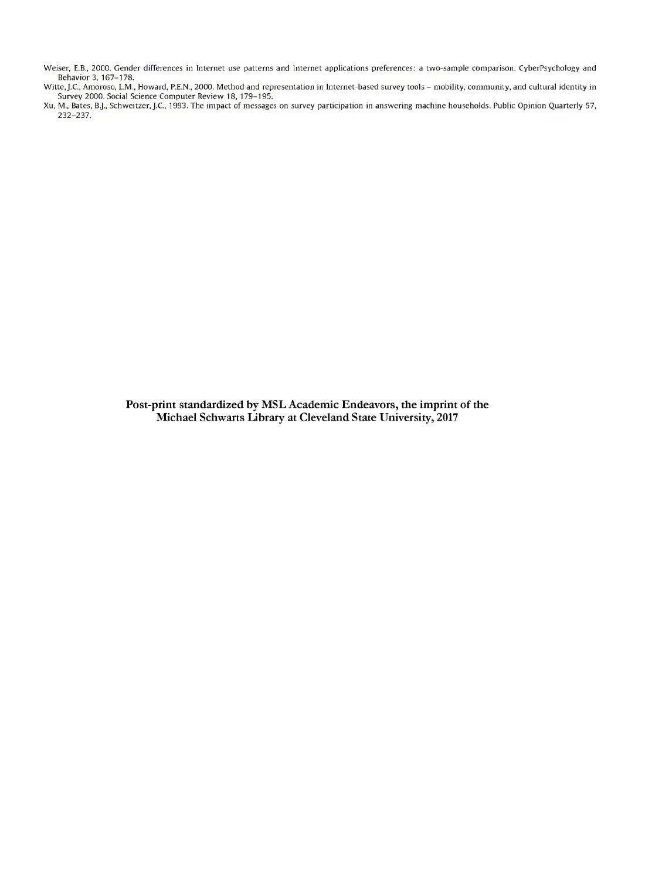Weiser, E.B., 2000. Gender differences in Internet use patterns and Internet applications preferences: a two-sample comparison. CyberPsychology and Behavior 3, 167–178.

Witte, J.C., Amoroso, L.M., Howard, P.E.N., 2000. Method and representation in Internet-based survey tools – mobility, community, and cultural identity in Survey 2000. Social Science Computer Review 18, 179–195.

Xu, M., Bates, B.J., Schweitzer, J.C., 1993. The impact of messages on survey participation in answering machine households. Public Opinion Quarterly 57, 232–237.

**Post-print standardized by MSL Academic Endeavors, the imprint of the Michael Schwarts Library at Cleveland State University, 2017**